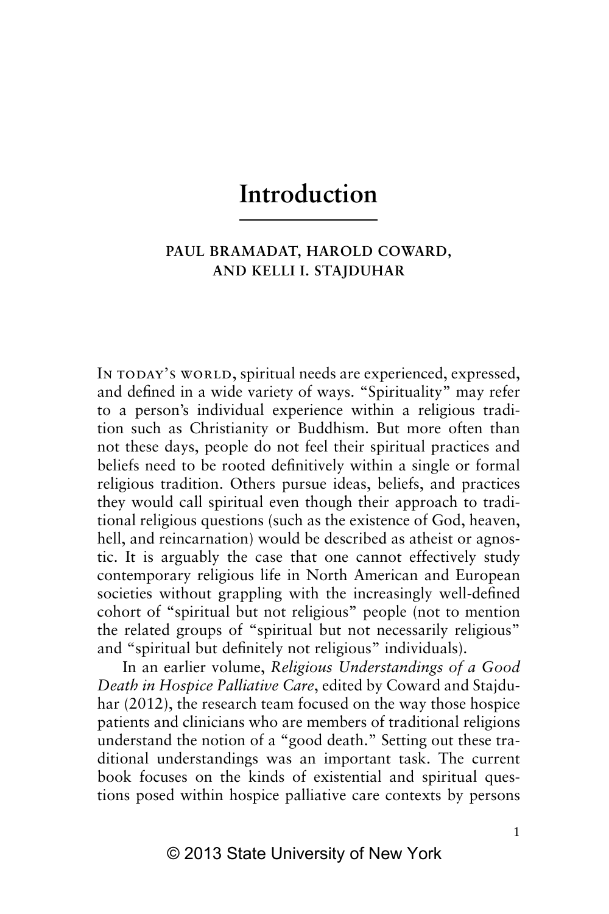# Introduction

**PAUL BRAMADAT, HAROLD COWARD, AND KELLI I. STAJDUHAR**

In today's world, spiritual needs are experienced, expressed, and defined in a wide variety of ways. "Spirituality" may refer to a person's individual experience within a religious tradition such as Christianity or Buddhism. But more often than not these days, people do not feel their spiritual practices and beliefs need to be rooted definitively within a single or formal religious tradition. Others pursue ideas, beliefs, and practices they would call spiritual even though their approach to traditional religious questions (such as the existence of God, heaven, hell, and reincarnation) would be described as atheist or agnostic. It is arguably the case that one cannot effectively study contemporary religious life in North American and European societies without grappling with the increasingly well-defined cohort of "spiritual but not religious" people (not to mention the related groups of "spiritual but not necessarily religious" and "spiritual but definitely not religious" individuals).

In an earlier volume, *Religious Understandings of a Good Death in Hospice Palliative Care*, edited by Coward and Stajduhar (2012), the research team focused on the way those hospice patients and clinicians who are members of traditional religions understand the notion of a "good death." Setting out these traditional understandings was an important task. The current book focuses on the kinds of existential and spiritual questions posed within hospice palliative care contexts by persons

© 2013 State University of New York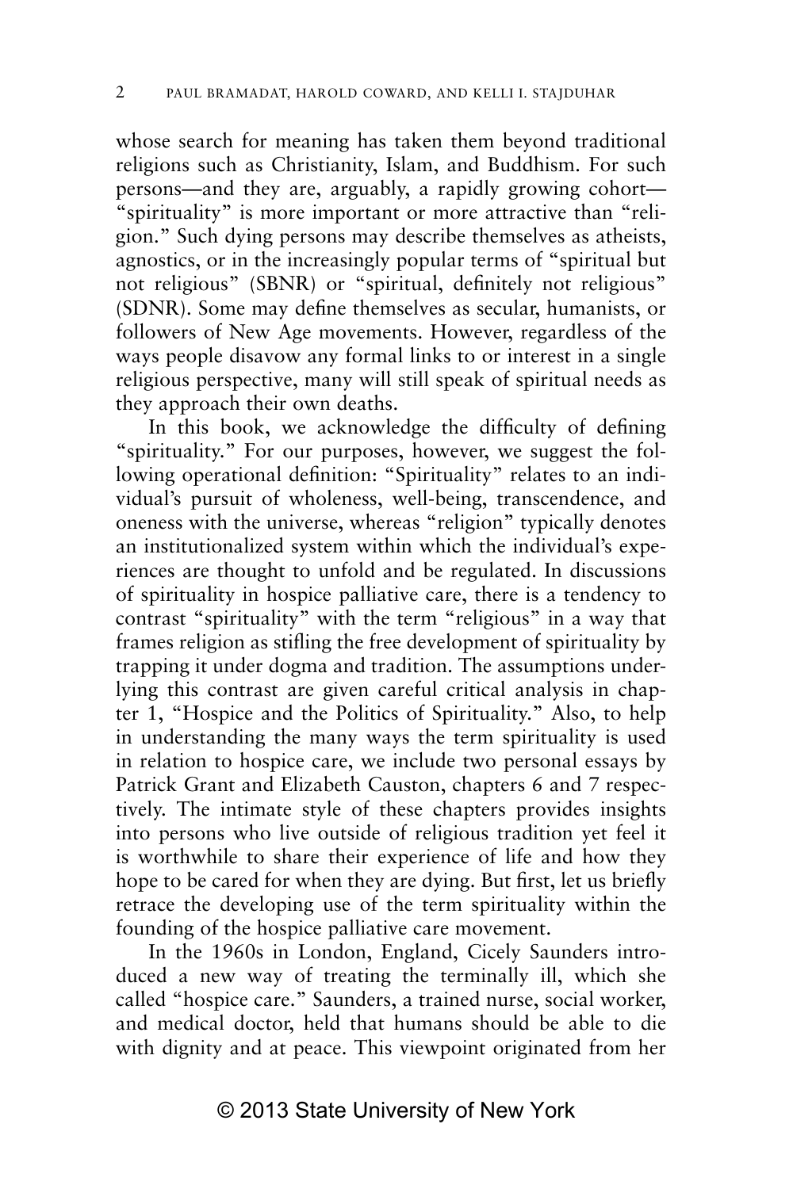whose search for meaning has taken them beyond traditional religions such as Christianity, Islam, and Buddhism. For such persons—and they are, arguably, a rapidly growing cohort—"spirituality" is more important or more attractive than "religion." Such dying persons may describe themselves as atheists, agnostics, or in the increasingly popular terms of "spiritual but not religious" (SBNR) or "spiritual, definitely not religious" (SDNR). Some may define themselves as secular, humanists, or followers of New Age movements. However, regardless of the ways people disavow any formal links to or interest in a single religious perspective, many will still speak of spiritual needs as they approach their own deaths.

In this book, we acknowledge the difficulty of defining "spirituality." For our purposes, however, we suggest the following operational definition: "Spirituality" relates to an individual's pursuit of wholeness, well-being, transcendence, and oneness with the universe, whereas "religion" typically denotes an institutionalized system within which the individual's experiences are thought to unfold and be regulated. In discussions of spirituality in hospice palliative care, there is a tendency to contrast "spirituality" with the term "religious" in a way that frames religion as stifling the free development of spirituality by trapping it under dogma and tradition. The assumptions underlying this contrast are given careful critical analysis in chapter 1, "Hospice and the Politics of Spirituality." Also, to help in understanding the many ways the term spirituality is used in relation to hospice care, we include two personal essays by Patrick Grant and Elizabeth Causton, chapters 6 and 7 respectively. The intimate style of these chapters provides insights into persons who live outside of religious tradition yet feel it is worthwhile to share their experience of life and how they hope to be cared for when they are dying. But first, let us briefly retrace the developing use of the term spirituality within the founding of the hospice palliative care movement.

In the 1960s in London, England, Cicely Saunders introduced a new way of treating the terminally ill, which she called "hospice care." Saunders, a trained nurse, social worker, and medical doctor, held that humans should be able to die with dignity and at peace. This viewpoint originated from her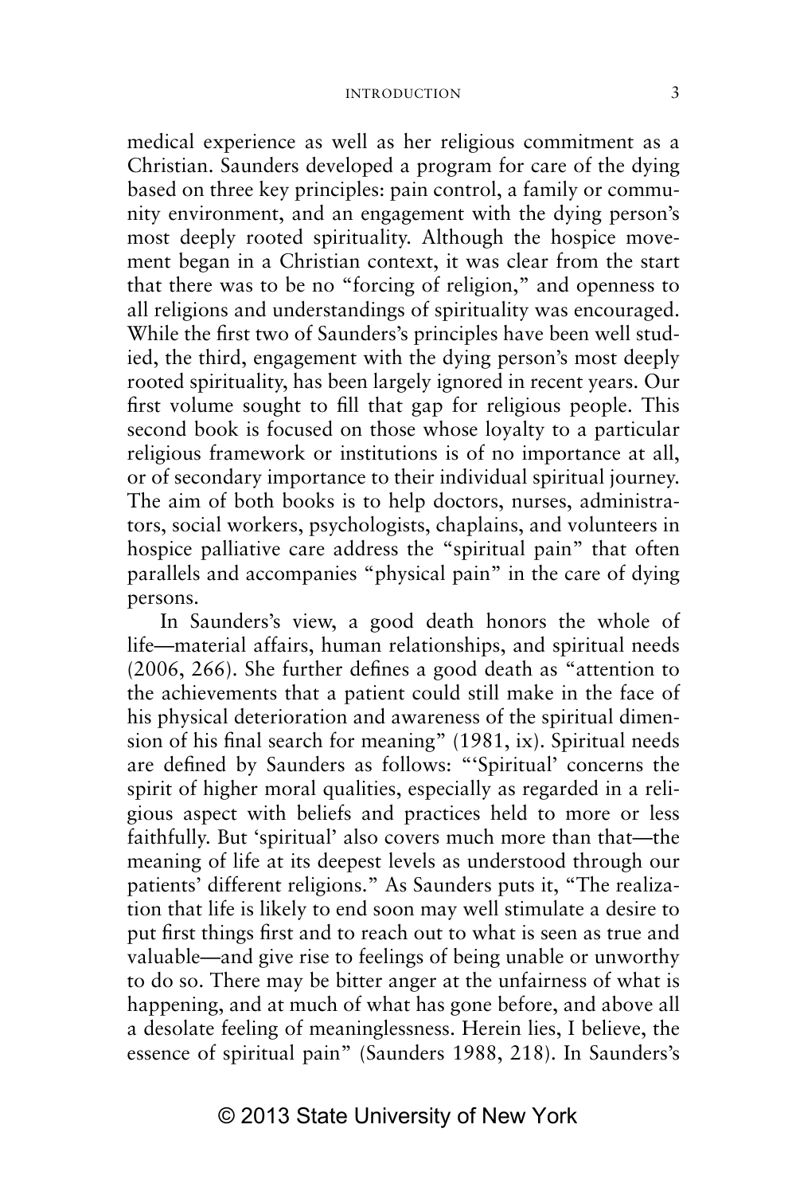medical experience as well as her religious commitment as a Christian. Saunders developed a program for care of the dying based on three key principles: pain control, a family or community environment, and an engagement with the dying person's most deeply rooted spirituality. Although the hospice movement began in a Christian context, it was clear from the start that there was to be no "forcing of religion," and openness to all religions and understandings of spirituality was encouraged. While the first two of Saunders's principles have been well studied, the third, engagement with the dying person's most deeply rooted spirituality, has been largely ignored in recent years. Our first volume sought to fill that gap for religious people. This second book is focused on those whose loyalty to a particular religious framework or institutions is of no importance at all, or of secondary importance to their individual spiritual journey. The aim of both books is to help doctors, nurses, administrators, social workers, psychologists, chaplains, and volunteers in hospice palliative care address the "spiritual pain" that often parallels and accompanies "physical pain" in the care of dying persons.

In Saunders's view, a good death honors the whole of life—material affairs, human relationships, and spiritual needs (2006, 266). She further defines a good death as "attention to the achievements that a patient could still make in the face of his physical deterioration and awareness of the spiritual dimension of his final search for meaning" (1981, ix). Spiritual needs are defined by Saunders as follows: "'Spiritual' concerns the spirit of higher moral qualities, especially as regarded in a religious aspect with beliefs and practices held to more or less faithfully. But 'spiritual' also covers much more than that—the meaning of life at its deepest levels as understood through our patients' different religions." As Saunders puts it, "The realization that life is likely to end soon may well stimulate a desire to put first things first and to reach out to what is seen as true and valuable—and give rise to feelings of being unable or unworthy to do so. There may be bitter anger at the unfairness of what is happening, and at much of what has gone before, and above all a desolate feeling of meaninglessness. Herein lies, I believe, the essence of spiritual pain" (Saunders 1988, 218). In Saunders's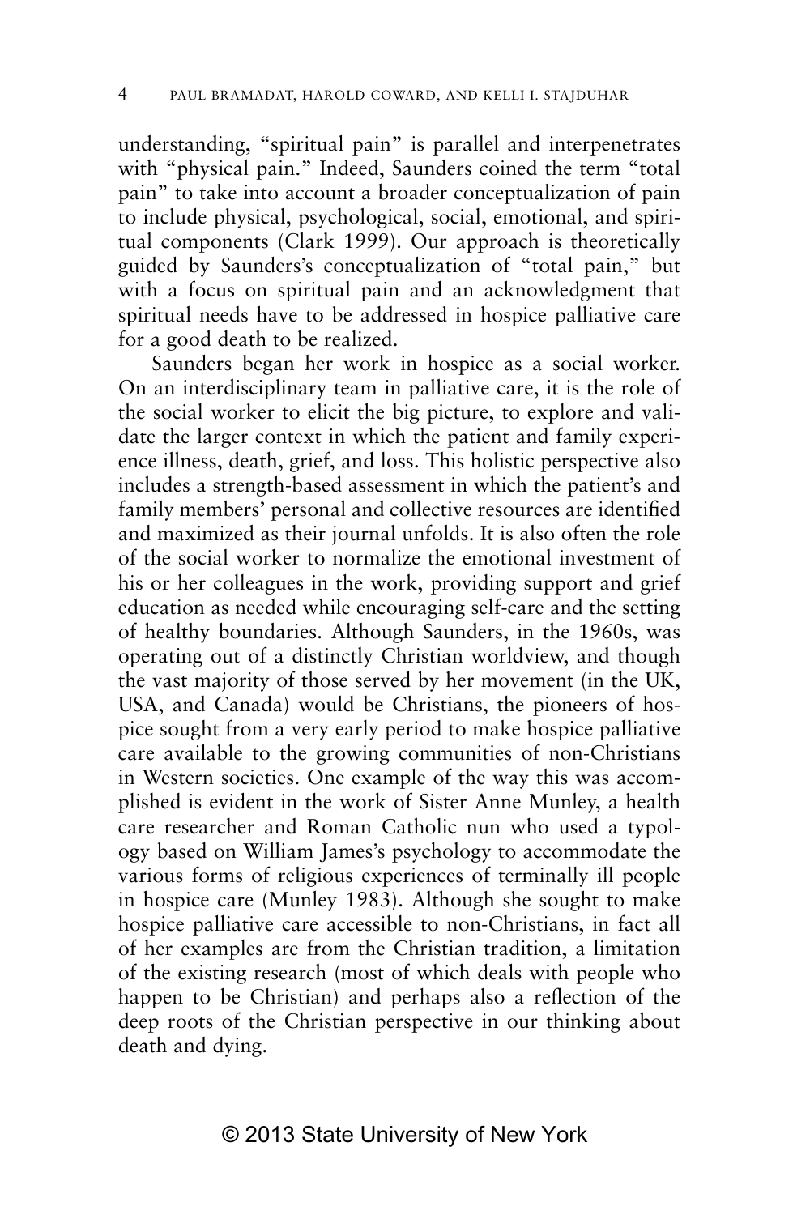understanding, "spiritual pain" is parallel and interpenetrates with "physical pain." Indeed, Saunders coined the term "total pain" to take into account a broader conceptualization of pain to include physical, psychological, social, emotional, and spiritual components (Clark 1999). Our approach is theoretically guided by Saunders's conceptualization of "total pain," but with a focus on spiritual pain and an acknowledgment that spiritual needs have to be addressed in hospice palliative care for a good death to be realized.

Saunders began her work in hospice as a social worker. On an interdisciplinary team in palliative care, it is the role of the social worker to elicit the big picture, to explore and validate the larger context in which the patient and family experience illness, death, grief, and loss. This holistic perspective also includes a strength-based assessment in which the patient's and family members' personal and collective resources are identified and maximized as their journal unfolds. It is also often the role of the social worker to normalize the emotional investment of his or her colleagues in the work, providing support and grief education as needed while encouraging self-care and the setting of healthy boundaries. Although Saunders, in the 1960s, was operating out of a distinctly Christian worldview, and though the vast majority of those served by her movement (in the UK, USA, and Canada) would be Christians, the pioneers of hospice sought from a very early period to make hospice palliative care available to the growing communities of non-Christians in Western societies. One example of the way this was accomplished is evident in the work of Sister Anne Munley, a health care researcher and Roman Catholic nun who used a typology based on William James's psychology to accommodate the various forms of religious experiences of terminally ill people in hospice care (Munley 1983). Although she sought to make hospice palliative care accessible to non-Christians, in fact all of her examples are from the Christian tradition, a limitation of the existing research (most of which deals with people who happen to be Christian) and perhaps also a reflection of the deep roots of the Christian perspective in our thinking about death and dying.

© 2013 State University of New York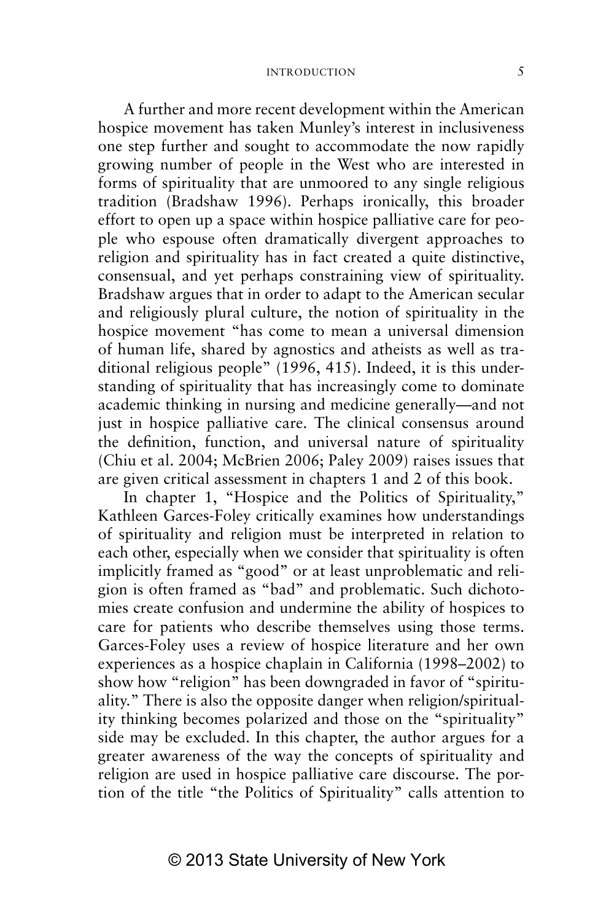A further and more recent development within the American hospice movement has taken Munley's interest in inclusiveness one step further and sought to accommodate the now rapidly growing number of people in the West who are interested in forms of spirituality that are unmoored to any single religious tradition (Bradshaw 1996). Perhaps ironically, this broader effort to open up a space within hospice palliative care for people who espouse often dramatically divergent approaches to religion and spirituality has in fact created a quite distinctive, consensual, and yet perhaps constraining view of spirituality. Bradshaw argues that in order to adapt to the American secular and religiously plural culture, the notion of spirituality in the hospice movement "has come to mean a universal dimension of human life, shared by agnostics and atheists as well as traditional religious people" (1996, 415). Indeed, it is this understanding of spirituality that has increasingly come to dominate academic thinking in nursing and medicine generally—and not just in hospice palliative care. The clinical consensus around the definition, function, and universal nature of spirituality (Chiu et al. 2004; McBrien 2006; Paley 2009) raises issues that are given critical assessment in chapters 1 and 2 of this book.

In chapter 1, "Hospice and the Politics of Spirituality," Kathleen Garces-Foley critically examines how understandings of spirituality and religion must be interpreted in relation to each other, especially when we consider that spirituality is often implicitly framed as "good" or at least unproblematic and religion is often framed as "bad" and problematic. Such dichotomies create confusion and undermine the ability of hospices to care for patients who describe themselves using those terms. Garces-Foley uses a review of hospice literature and her own experiences as a hospice chaplain in California (1998–2002) to show how "religion" has been downgraded in favor of "spirituality." There is also the opposite danger when religion/spirituality thinking becomes polarized and those on the "spirituality" side may be excluded. In this chapter, the author argues for a greater awareness of the way the concepts of spirituality and religion are used in hospice palliative care discourse. The portion of the title "the Politics of Spirituality" calls attention to

© 2013 State University of New York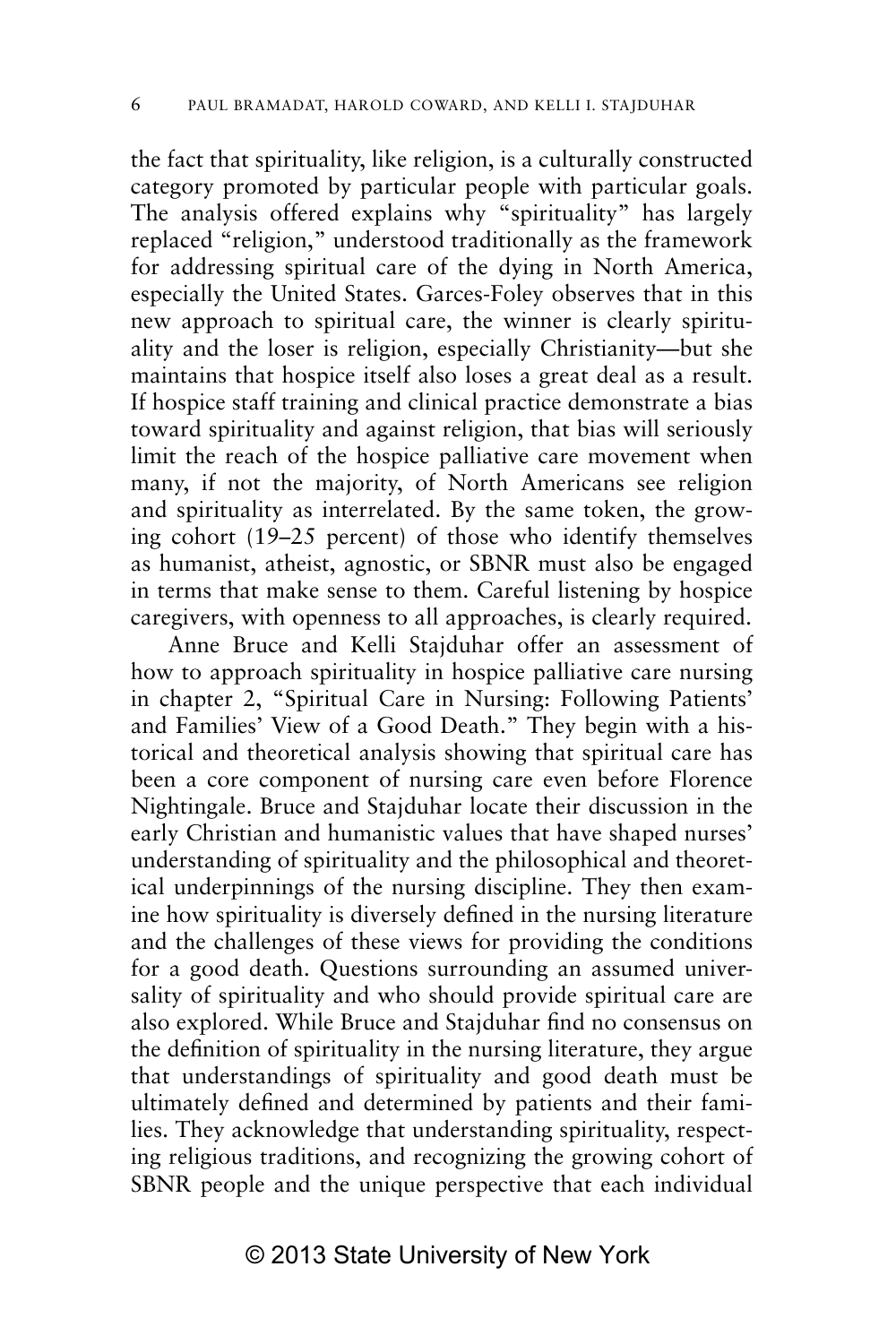the fact that spirituality, like religion, is a culturally constructed category promoted by particular people with particular goals. The analysis offered explains why "spirituality" has largely replaced "religion," understood traditionally as the framework for addressing spiritual care of the dying in North America, especially the United States. Garces-Foley observes that in this new approach to spiritual care, the winner is clearly spirituality and the loser is religion, especially Christianity—but she maintains that hospice itself also loses a great deal as a result. If hospice staff training and clinical practice demonstrate a bias toward spirituality and against religion, that bias will seriously limit the reach of the hospice palliative care movement when many, if not the majority, of North Americans see religion and spirituality as interrelated. By the same token, the growing cohort (19–25 percent) of those who identify themselves as humanist, atheist, agnostic, or SBNR must also be engaged in terms that make sense to them. Careful listening by hospice caregivers, with openness to all approaches, is clearly required.

Anne Bruce and Kelli Stajduhar offer an assessment of how to approach spirituality in hospice palliative care nursing in chapter 2, "Spiritual Care in Nursing: Following Patients' and Families' View of a Good Death." They begin with a historical and theoretical analysis showing that spiritual care has been a core component of nursing care even before Florence Nightingale. Bruce and Stajduhar locate their discussion in the early Christian and humanistic values that have shaped nurses' understanding of spirituality and the philosophical and theoretical underpinnings of the nursing discipline. They then examine how spirituality is diversely defined in the nursing literature and the challenges of these views for providing the conditions for a good death. Questions surrounding an assumed universality of spirituality and who should provide spiritual care are also explored. While Bruce and Stajduhar find no consensus on the definition of spirituality in the nursing literature, they argue that understandings of spirituality and good death must be ultimately defined and determined by patients and their families. They acknowledge that understanding spirituality, respecting religious traditions, and recognizing the growing cohort of SBNR people and the unique perspective that each individual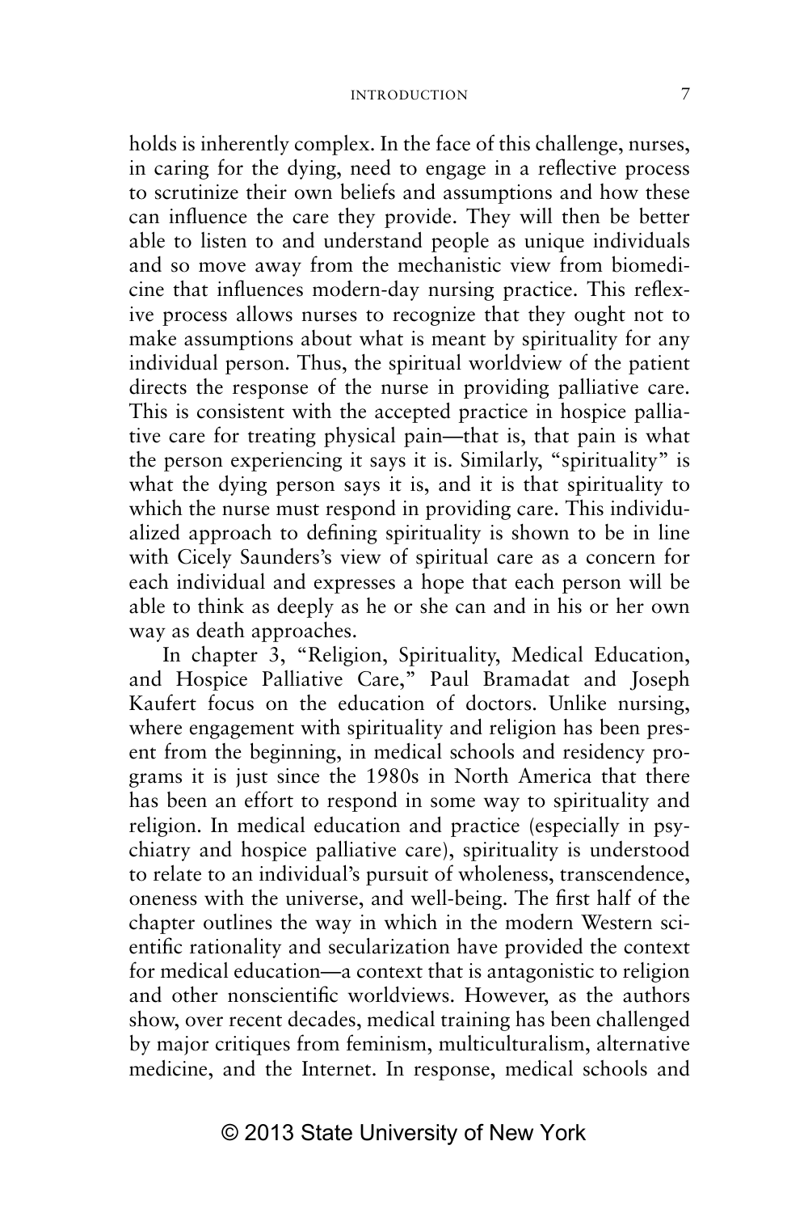holds is inherently complex. In the face of this challenge, nurses, in caring for the dying, need to engage in a reflective process to scrutinize their own beliefs and assumptions and how these can influence the care they provide. They will then be better able to listen to and understand people as unique individuals and so move away from the mechanistic view from biomedicine that influences modern-day nursing practice. This reflexive process allows nurses to recognize that they ought not to make assumptions about what is meant by spirituality for any individual person. Thus, the spiritual worldview of the patient directs the response of the nurse in providing palliative care. This is consistent with the accepted practice in hospice palliative care for treating physical pain—that is, that pain is what the person experiencing it says it is. Similarly, "spirituality" is what the dying person says it is, and it is that spirituality to which the nurse must respond in providing care. This individualized approach to defining spirituality is shown to be in line with Cicely Saunders's view of spiritual care as a concern for each individual and expresses a hope that each person will be able to think as deeply as he or she can and in his or her own way as death approaches.

In chapter 3, "Religion, Spirituality, Medical Education, and Hospice Palliative Care," Paul Bramadat and Joseph Kaufert focus on the education of doctors. Unlike nursing, where engagement with spirituality and religion has been present from the beginning, in medical schools and residency programs it is just since the 1980s in North America that there has been an effort to respond in some way to spirituality and religion. In medical education and practice (especially in psychiatry and hospice palliative care), spirituality is understood to relate to an individual's pursuit of wholeness, transcendence, oneness with the universe, and well-being. The first half of the chapter outlines the way in which in the modern Western scientific rationality and secularization have provided the context for medical education—a context that is antagonistic to religion and other nonscientific worldviews. However, as the authors show, over recent decades, medical training has been challenged by major critiques from feminism, multiculturalism, alternative medicine, and the Internet. In response, medical schools and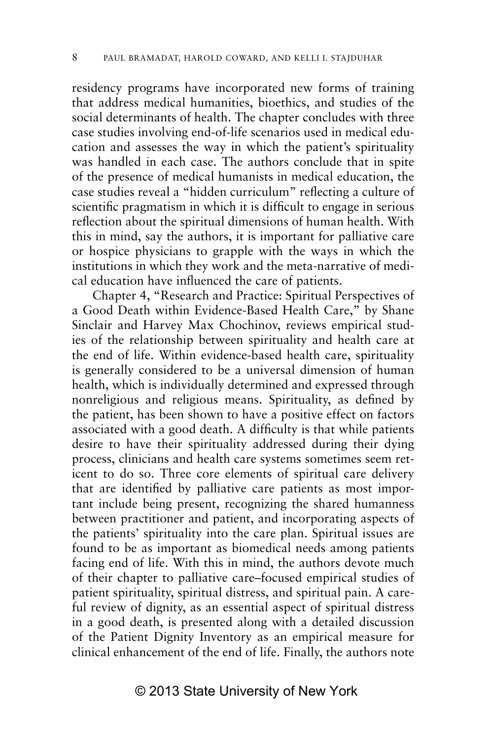residency programs have incorporated new forms of training that address medical humanities, bioethics, and studies of the social determinants of health. The chapter concludes with three case studies involving end-of-life scenarios used in medical education and assesses the way in which the patient's spirituality was handled in each case. The authors conclude that in spite of the presence of medical humanists in medical education, the case studies reveal a "hidden curriculum" reflecting a culture of scientific pragmatism in which it is difficult to engage in serious reflection about the spiritual dimensions of human health. With this in mind, say the authors, it is important for palliative care or hospice physicians to grapple with the ways in which the institutions in which they work and the meta-narrative of medical education have influenced the care of patients.

Chapter 4, "Research and Practice: Spiritual Perspectives of a Good Death within Evidence-Based Health Care," by Shane Sinclair and Harvey Max Chochinov, reviews empirical studies of the relationship between spirituality and health care at the end of life. Within evidence-based health care, spirituality is generally considered to be a universal dimension of human health, which is individually determined and expressed through nonreligious and religious means. Spirituality, as defined by the patient, has been shown to have a positive effect on factors associated with a good death. A difficulty is that while patients desire to have their spirituality addressed during their dying process, clinicians and health care systems sometimes seem reticent to do so. Three core elements of spiritual care delivery that are identified by palliative care patients as most important include being present, recognizing the shared humanness between practitioner and patient, and incorporating aspects of the patients' spirituality into the care plan. Spiritual issues are found to be as important as biomedical needs among patients facing end of life. With this in mind, the authors devote much of their chapter to palliative care–focused empirical studies of patient spirituality, spiritual distress, and spiritual pain. A careful review of dignity, as an essential aspect of spiritual distress in a good death, is presented along with a detailed discussion of the Patient Dignity Inventory as an empirical measure for clinical enhancement of the end of life. Finally, the authors note

© 2013 State University of New York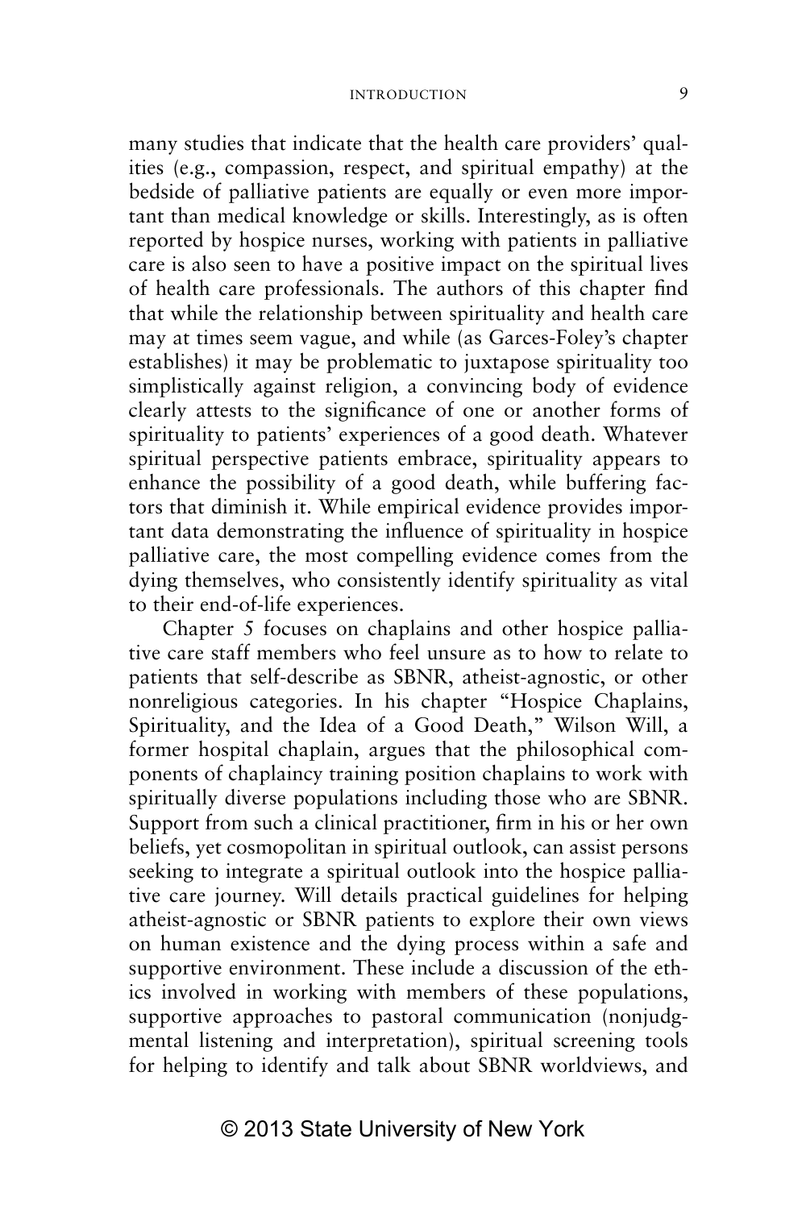many studies that indicate that the health care providers' qualities (e.g., compassion, respect, and spiritual empathy) at the bedside of palliative patients are equally or even more important than medical knowledge or skills. Interestingly, as is often reported by hospice nurses, working with patients in palliative care is also seen to have a positive impact on the spiritual lives of health care professionals. The authors of this chapter find that while the relationship between spirituality and health care may at times seem vague, and while (as Garces-Foley's chapter establishes) it may be problematic to juxtapose spirituality too simplistically against religion, a convincing body of evidence clearly attests to the significance of one or another forms of spirituality to patients' experiences of a good death. Whatever spiritual perspective patients embrace, spirituality appears to enhance the possibility of a good death, while buffering factors that diminish it. While empirical evidence provides important data demonstrating the influence of spirituality in hospice palliative care, the most compelling evidence comes from the dying themselves, who consistently identify spirituality as vital to their end-of-life experiences.

Chapter 5 focuses on chaplains and other hospice palliative care staff members who feel unsure as to how to relate to patients that self-describe as SBNR, atheist-agnostic, or other nonreligious categories. In his chapter "Hospice Chaplains, Spirituality, and the Idea of a Good Death," Wilson Will, a former hospital chaplain, argues that the philosophical components of chaplaincy training position chaplains to work with spiritually diverse populations including those who are SBNR. Support from such a clinical practitioner, firm in his or her own beliefs, yet cosmopolitan in spiritual outlook, can assist persons seeking to integrate a spiritual outlook into the hospice palliative care journey. Will details practical guidelines for helping atheist-agnostic or SBNR patients to explore their own views on human existence and the dying process within a safe and supportive environment. These include a discussion of the ethics involved in working with members of these populations, supportive approaches to pastoral communication (nonjudgmental listening and interpretation), spiritual screening tools for helping to identify and talk about SBNR worldviews, and

© 2013 State University of New York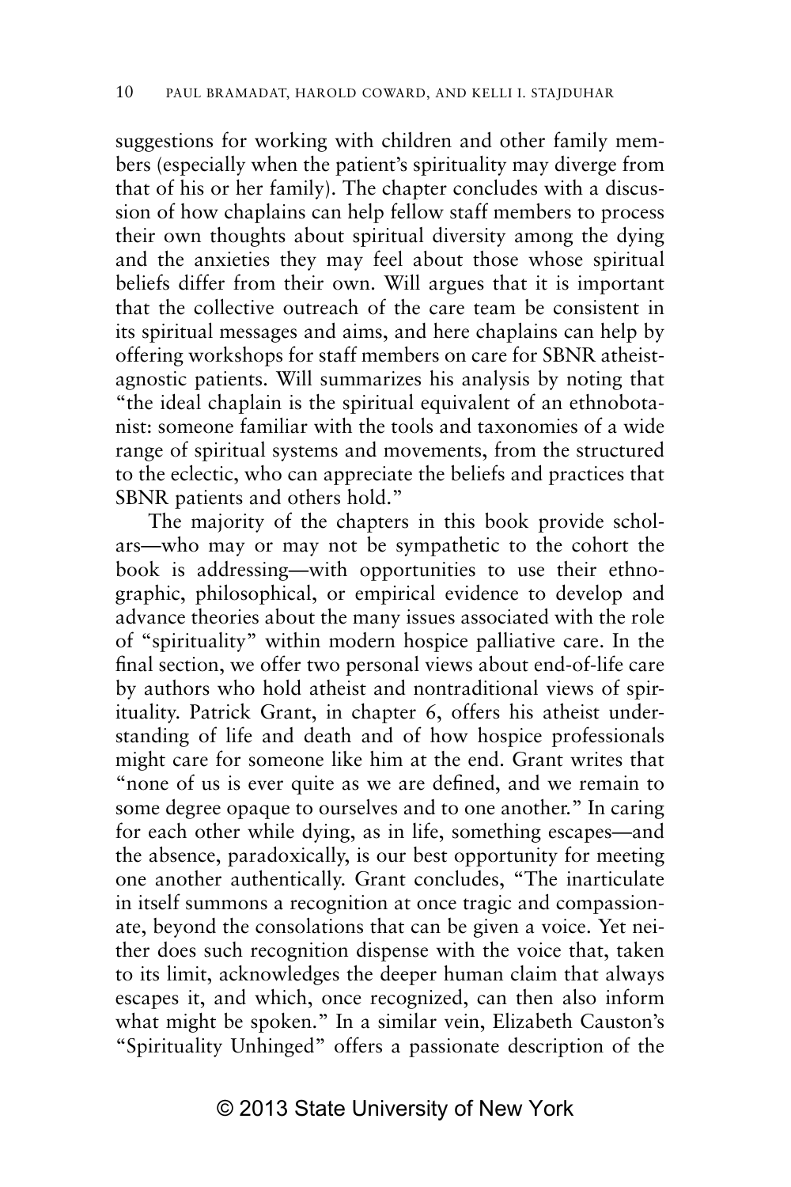suggestions for working with children and other family members (especially when the patient's spirituality may diverge from that of his or her family). The chapter concludes with a discussion of how chaplains can help fellow staff members to process their own thoughts about spiritual diversity among the dying and the anxieties they may feel about those whose spiritual beliefs differ from their own. Will argues that it is important that the collective outreach of the care team be consistent in its spiritual messages and aims, and here chaplains can help by offering workshops for staff members on care for SBNR atheist-agnostic patients. Will summarizes his analysis by noting that "the ideal chaplain is the spiritual equivalent of an ethnobotanist: someone familiar with the tools and taxonomies of a wide range of spiritual systems and movements, from the structured to the eclectic, who can appreciate the beliefs and practices that SBNR patients and others hold."

The majority of the chapters in this book provide scholars—who may or may not be sympathetic to the cohort the book is addressing—with opportunities to use their ethnographic, philosophical, or empirical evidence to develop and advance theories about the many issues associated with the role of "spirituality" within modern hospice palliative care. In the final section, we offer two personal views about end-of-life care by authors who hold atheist and nontraditional views of spirituality. Patrick Grant, in chapter 6, offers his atheist understanding of life and death and of how hospice professionals might care for someone like him at the end. Grant writes that "none of us is ever quite as we are defined, and we remain to some degree opaque to ourselves and to one another." In caring for each other while dying, as in life, something escapes—and the absence, paradoxically, is our best opportunity for meeting one another authentically. Grant concludes, "The inarticulate in itself summons a recognition at once tragic and compassionate, beyond the consolations that can be given a voice. Yet neither does such recognition dispense with the voice that, taken to its limit, acknowledges the deeper human claim that always escapes it, and which, once recognized, can then also inform what might be spoken." In a similar vein, Elizabeth Causton's "Spirituality Unhinged" offers a passionate description of the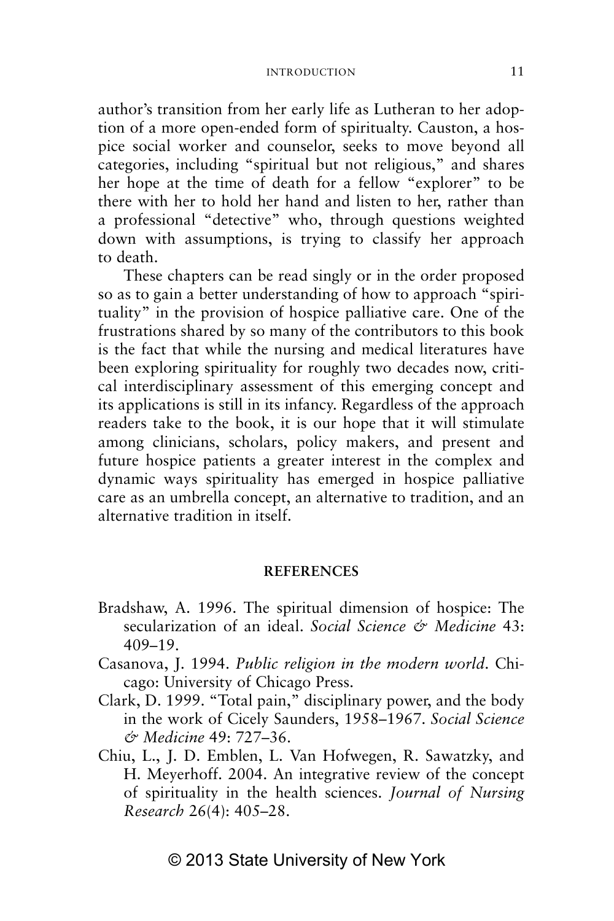author's transition from her early life as Lutheran to her adoption of a more open-ended form of spiritualty. Causton, a hospice social worker and counselor, seeks to move beyond all categories, including "spiritual but not religious," and shares her hope at the time of death for a fellow "explorer" to be there with her to hold her hand and listen to her, rather than a professional "detective" who, through questions weighted down with assumptions, is trying to classify her approach to death.

These chapters can be read singly or in the order proposed so as to gain a better understanding of how to approach "spirituality" in the provision of hospice palliative care. One of the frustrations shared by so many of the contributors to this book is the fact that while the nursing and medical literatures have been exploring spirituality for roughly two decades now, critical interdisciplinary assessment of this emerging concept and its applications is still in its infancy. Regardless of the approach readers take to the book, it is our hope that it will stimulate among clinicians, scholars, policy makers, and present and future hospice patients a greater interest in the complex and dynamic ways spirituality has emerged in hospice palliative care as an umbrella concept, an alternative to tradition, and an alternative tradition in itself.

## REFERENCES

Bradshaw, A. 1996. The spiritual dimension of hospice: The secularization of an ideal. *Social Science & Medicine* 43: 409–19.

Casanova, J. 1994. *Public religion in the modern world*. Chicago: University of Chicago Press.

Clark, D. 1999. "Total pain," disciplinary power, and the body in the work of Cicely Saunders, 1958–1967. *Social Science & Medicine* 49: 727–36.

Chiu, L., J. D. Emblen, L. Van Hofwegen, R. Sawatzky, and H. Meyerhoff. 2004. An integrative review of the concept of spirituality in the health sciences. *Journal of Nursing Research* 26(4): 405–28.

© 2013 State University of New York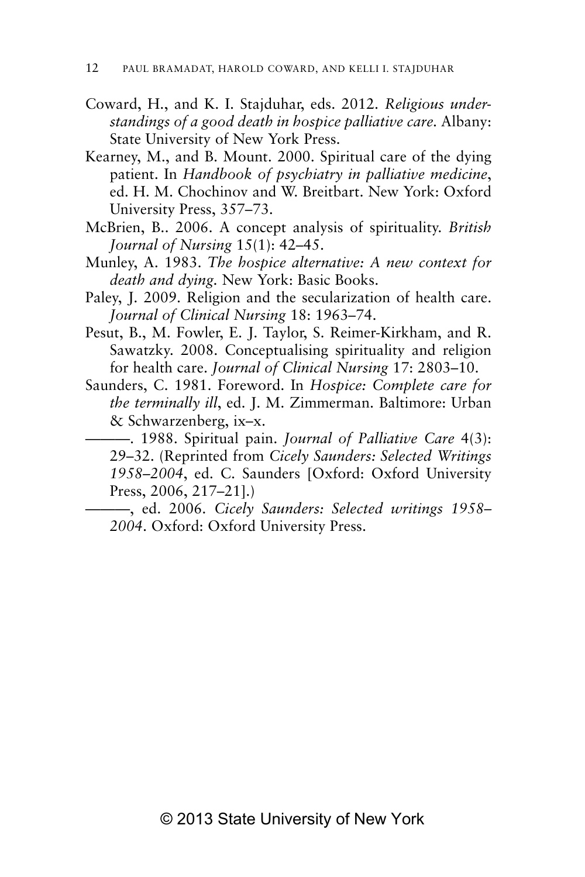Coward, H., and K. I. Stajduhar, eds. 2012. *Religious understandings of a good death in hospice palliative care*. Albany: State University of New York Press.

Kearney, M., and B. Mount. 2000. Spiritual care of the dying patient. In *Handbook of psychiatry in palliative medicine*, ed. H. M. Chochinov and W. Breitbart. New York: Oxford University Press, 357–73.

McBrien, B.. 2006. A concept analysis of spirituality. *British Journal of Nursing* 15(1): 42–45.

Munley, A. 1983. *The hospice alternative: A new context for death and dying*. New York: Basic Books.

Paley, J. 2009. Religion and the secularization of health care. *Journal of Clinical Nursing* 18: 1963–74.

Pesut, B., M. Fowler, E. J. Taylor, S. Reimer-Kirkham, and R. Sawatzky. 2008. Conceptualising spirituality and religion for health care. *Journal of Clinical Nursing* 17: 2803–10.

Saunders, C. 1981. Foreword. In *Hospice: Complete care for the terminally ill*, ed. J. M. Zimmerman. Baltimore: Urban & Schwarzenberg, ix–x.

———. 1988. Spiritual pain. *Journal of Palliative Care* 4(3): 29–32. (Reprinted from *Cicely Saunders: Selected Writings 1958–2004*, ed. C. Saunders [Oxford: Oxford University Press, 2006, 217–21].)

———, ed. 2006. *Cicely Saunders: Selected writings 1958–2004*. Oxford: Oxford University Press.

© 2013 State University of New York